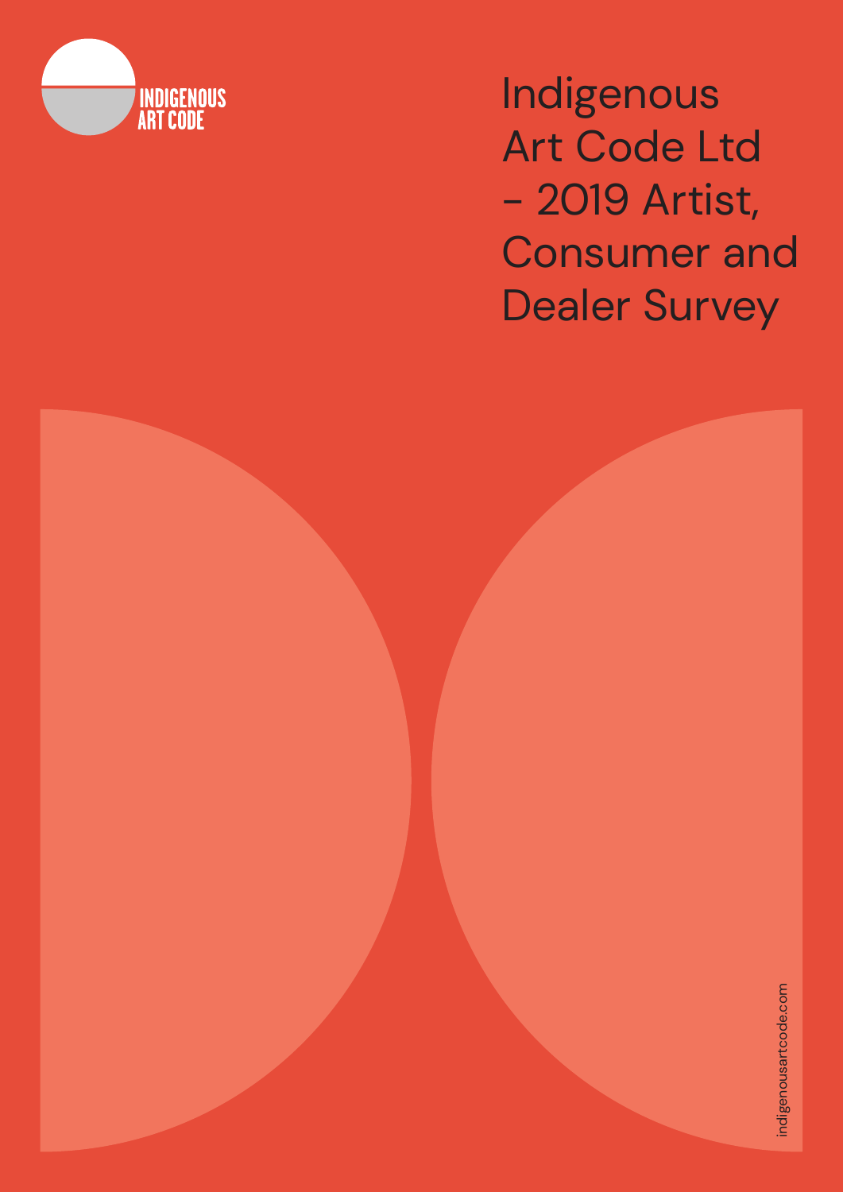INDIGENOUS ART CODE

# Indigenous Art Code Ltd – 2019 Artist, Consumer and Dealer Survey

indigenousartcode.com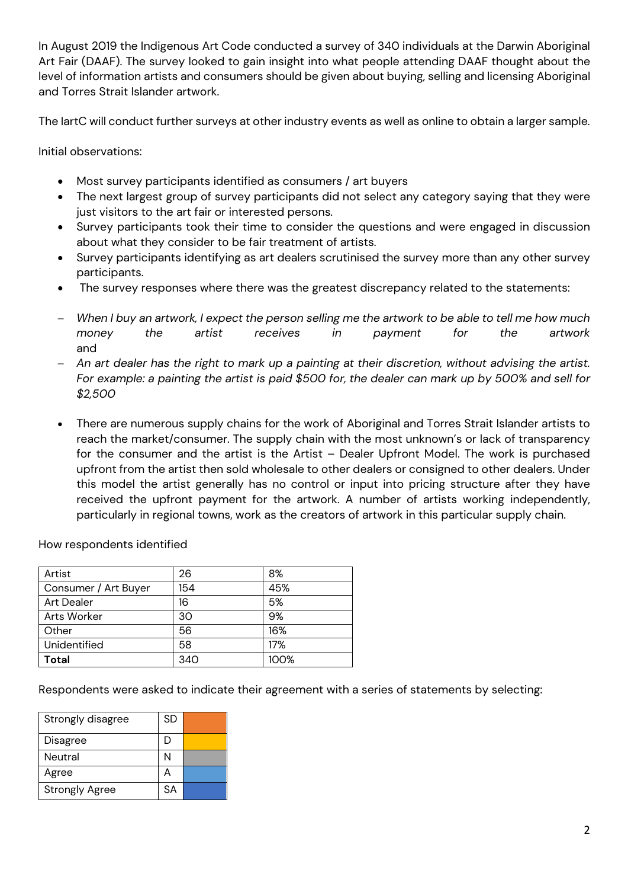In August 2019 the Indigenous Art Code conducted a survey of 340 individuals at the Darwin Aboriginal Art Fair (DAAF). The survey looked to gain insight into what people attending DAAF thought about the level of information artists and consumers should be given about buying, selling and licensing Aboriginal and Torres Strait Islander artwork.

The IartC will conduct further surveys at other industry events as well as online to obtain a larger sample.

Initial observations:

- Most survey participants identified as consumers / art buyers
- The next largest group of survey participants did not select any category saying that they were just visitors to the art fair or interested persons.
- Survey participants took their time to consider the questions and were engaged in discussion about what they consider to be fair treatment of artists.
- Survey participants identifying as art dealers scrutinised the survey more than any other survey participants.
- The survey responses where there was the greatest discrepancy related to the statements:

- *When I buy an artwork, I expect the person selling me the artwork to be able to tell me how much money the artist receives in payment for the artwork* and
- *An art dealer has the right to mark up a painting at their discretion, without advising the artist. For example: a painting the artist is paid $500 for, the dealer can mark up by 500% and sell for $2,500*

- There are numerous supply chains for the work of Aboriginal and Torres Strait Islander artists to reach the market/consumer. The supply chain with the most unknown's or lack of transparency for the consumer and the artist is the Artist – Dealer Upfront Model. The work is purchased upfront from the artist then sold wholesale to other dealers or consigned to other dealers. Under this model the artist generally has no control or input into pricing structure after they have received the upfront payment for the artwork. A number of artists working independently, particularly in regional towns, work as the creators of artwork in this particular supply chain.

How respondents identified

| Artist | 26 | 8% |
|---|---|---|
| Consumer / Art Buyer | 154 | 45% |
| Art Dealer | 16 | 5% |
| Arts Worker | 30 | 9% |
| Other | 56 | 16% |
| Unidentified | 58 | 17% |
| **Total** | 340 | 100% |

Respondents were asked to indicate their agreement with a series of statements by selecting:

| Strongly disagree | SD | |
|---|---|---|
| Disagree | D | |
| Neutral | N | |
| Agree | A | |
| Strongly Agree | SA | |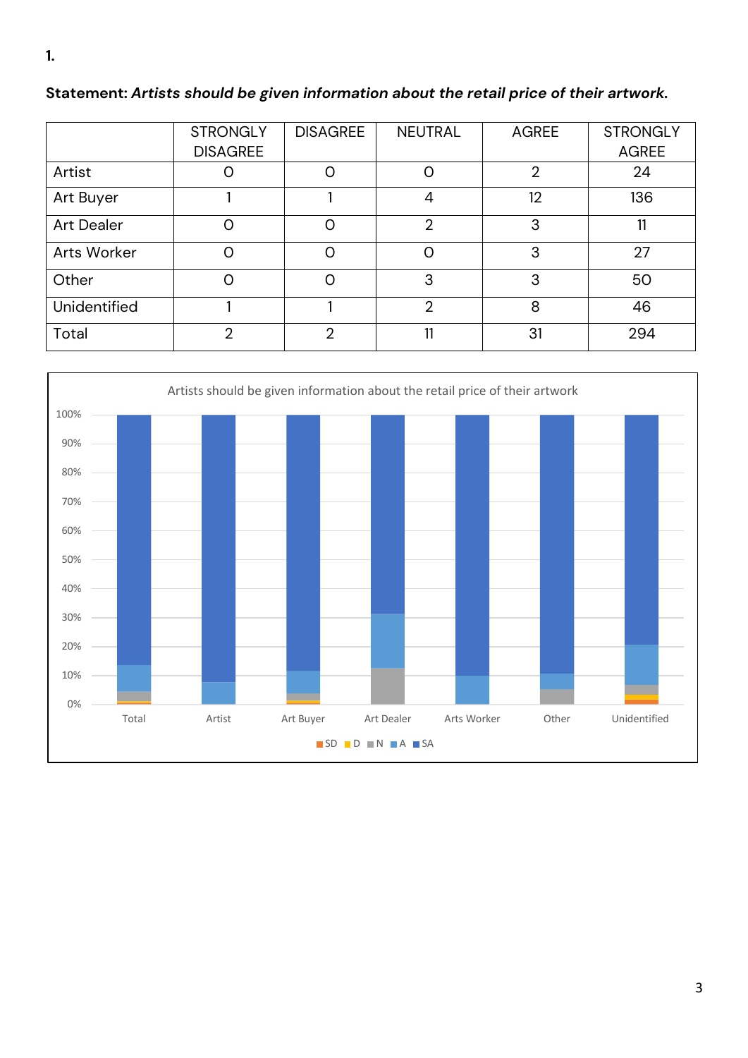1.

**Statement:** ***Artists should be given information about the retail price of their artwork*.**

| | STRONGLY DISAGREE | DISAGREE | NEUTRAL | AGREE | STRONGLY AGREE |
|---|---|---|---|---|---|
| Artist | 0 | 0 | 0 | 2 | 24 |
| Art Buyer | 1 | 1 | 4 | 12 | 136 |
| Art Dealer | 0 | 0 | 2 | 3 | 11 |
| Arts Worker | 0 | 0 | 0 | 3 | 27 |
| Other | 0 | 0 | 3 | 3 | 50 |
| Unidentified | 1 | 1 | 2 | 8 | 46 |
| Total | 2 | 2 | 11 | 31 | 294 |

Artists should be given information about the retail price of their artwork

100%
90%
80%
70%
60%
50%
40%
30%
20%
10%
0%

Total Artist Art Buyer Art Dealer Arts Worker Other Unidentified

SD D N A SA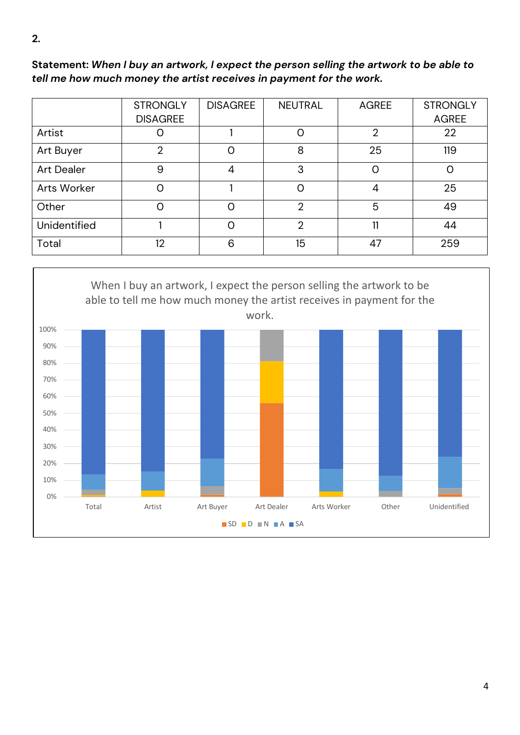**2.**

**Statement:** ***When I buy an artwork, I expect the person selling the artwork to be able to tell me how much money the artist receives in payment for the work.***

| | STRONGLY DISAGREE | DISAGREE | NEUTRAL | AGREE | STRONGLY AGREE |
|---|---|---|---|---|---|
| Artist | 0 | 1 | 0 | 2 | 22 |
| Art Buyer | 2 | 0 | 8 | 25 | 119 |
| Art Dealer | 9 | 4 | 3 | 0 | 0 |
| Arts Worker | 0 | 1 | 0 | 4 | 25 |
| Other | 0 | 0 | 2 | 5 | 49 |
| Unidentified | 1 | 0 | 2 | 11 | 44 |
| Total | 12 | 6 | 15 | 47 | 259 |

When I buy an artwork, I expect the person selling the artwork to be able to tell me how much money the artist receives in payment for the work.

Legend: SD, D, N, A, SA

Categories: Total, Artist, Art Buyer, Art Dealer, Arts Worker, Other, Unidentified

Y-axis: 0%, 10%, 20%, 30%, 40%, 50%, 60%, 70%, 80%, 90%, 100%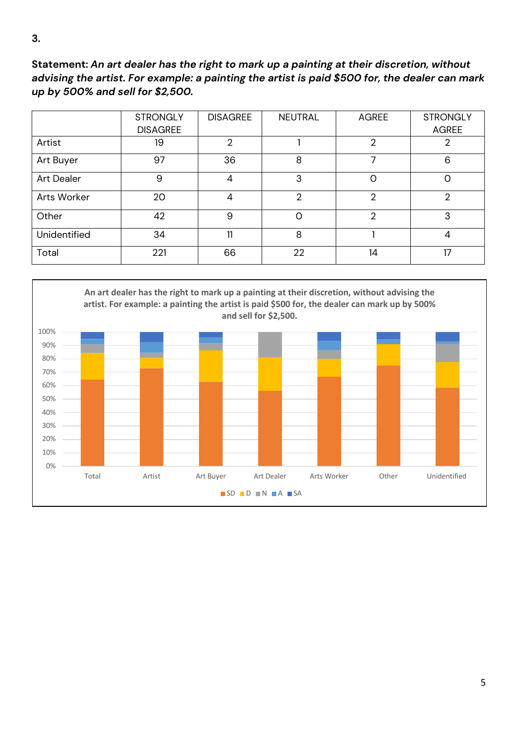**3.**

**Statement:** ***An art dealer has the right to mark up a painting at their discretion, without advising the artist. For example: a painting the artist is paid $500 for, the dealer can mark up by 500% and sell for $2,500.***

| | STRONGLY DISAGREE | DISAGREE | NEUTRAL | AGREE | STRONGLY AGREE |
|---|---|---|---|---|---|
| Artist | 19 | 2 | 1 | 2 | 2 |
| Art Buyer | 97 | 36 | 8 | 7 | 6 |
| Art Dealer | 9 | 4 | 3 | 0 | 0 |
| Arts Worker | 20 | 4 | 2 | 2 | 2 |
| Other | 42 | 9 | 0 | 2 | 3 |
| Unidentified | 34 | 11 | 8 | 1 | 4 |
| Total | 221 | 66 | 22 | 14 | 17 |

**An art dealer has the right to mark up a painting at their discretion, without advising the artist. For example: a painting the artist is paid $500 for, the dealer can mark up by 500% and sell for $2,500.**

Categories: Total, Artist, Art Buyer, Art Dealer, Arts Worker, Other, Unidentified

Legend: SD, D, N, A, SA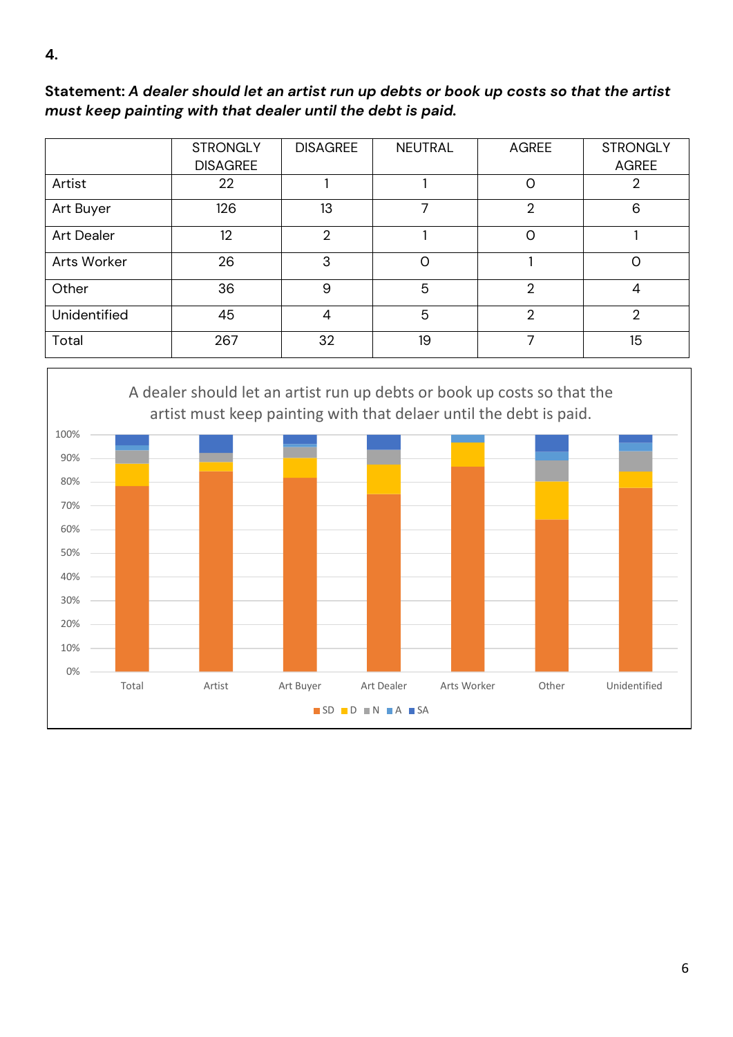**4.**

**Statement:** ***A dealer should let an artist run up debts or book up costs so that the artist must keep painting with that dealer until the debt is paid.***

| | STRONGLY DISAGREE | DISAGREE | NEUTRAL | AGREE | STRONGLY AGREE |
|---|---|---|---|---|---|
| Artist | 22 | 1 | 1 | 0 | 2 |
| Art Buyer | 126 | 13 | 7 | 2 | 6 |
| Art Dealer | 12 | 2 | 1 | 0 | 1 |
| Arts Worker | 26 | 3 | 0 | 1 | 0 |
| Other | 36 | 9 | 5 | 2 | 4 |
| Unidentified | 45 | 4 | 5 | 2 | 2 |
| Total | 267 | 32 | 19 | 7 | 15 |

A dealer should let an artist run up debts or book up costs so that the artist must keep painting with that delaer until the debt is paid.

100%
90%
80%
70%
60%
50%
40%
30%
20%
10%
0%

Total | Artist | Art Buyer | Art Dealer | Arts Worker | Other | Unidentified

SD D N A SA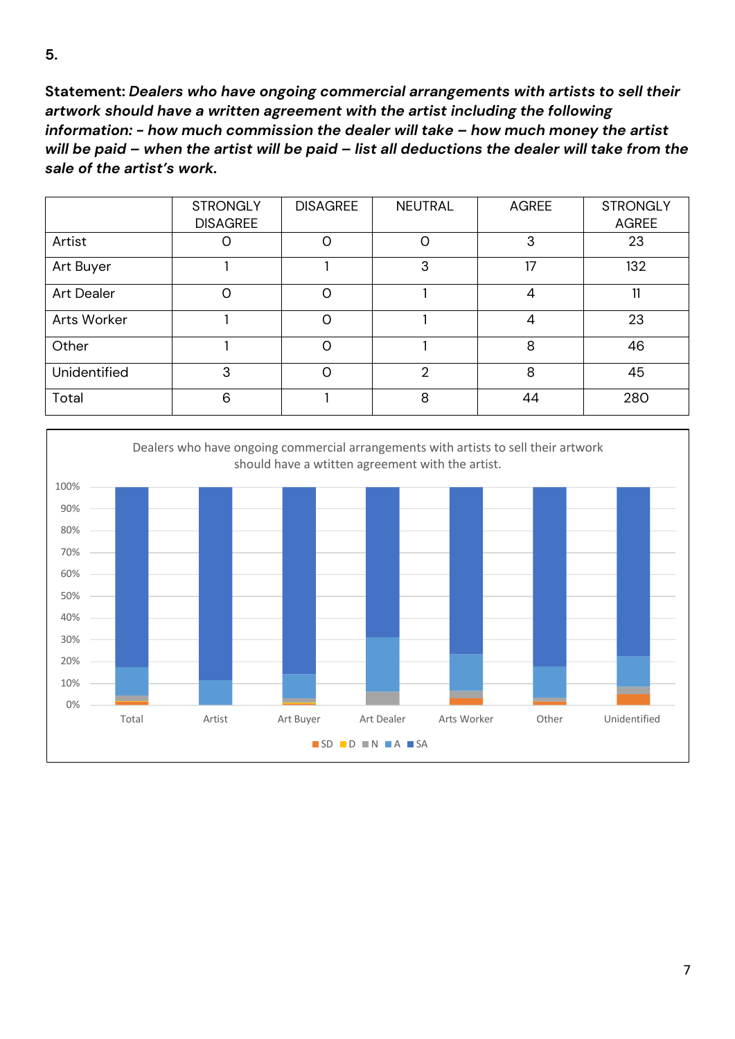**5.**

**Statement:** ***Dealers who have ongoing commercial arrangements with artists to sell their artwork should have a written agreement with the artist including the following information: - how much commission the dealer will take – how much money the artist will be paid – when the artist will be paid – list all deductions the dealer will take from the sale of the artist's work.***

| | STRONGLY DISAGREE | DISAGREE | NEUTRAL | AGREE | STRONGLY AGREE |
|---|---|---|---|---|---|
| Artist | 0 | 0 | 0 | 3 | 23 |
| Art Buyer | 1 | 1 | 3 | 17 | 132 |
| Art Dealer | 0 | 0 | 1 | 4 | 11 |
| Arts Worker | 1 | 0 | 1 | 4 | 23 |
| Other | 1 | 0 | 1 | 8 | 46 |
| Unidentified | 3 | 0 | 2 | 8 | 45 |
| Total | 6 | 1 | 8 | 44 | 280 |

Dealers who have ongoing commercial arrangements with artists to sell their artwork should have a wtitten agreement with the artist.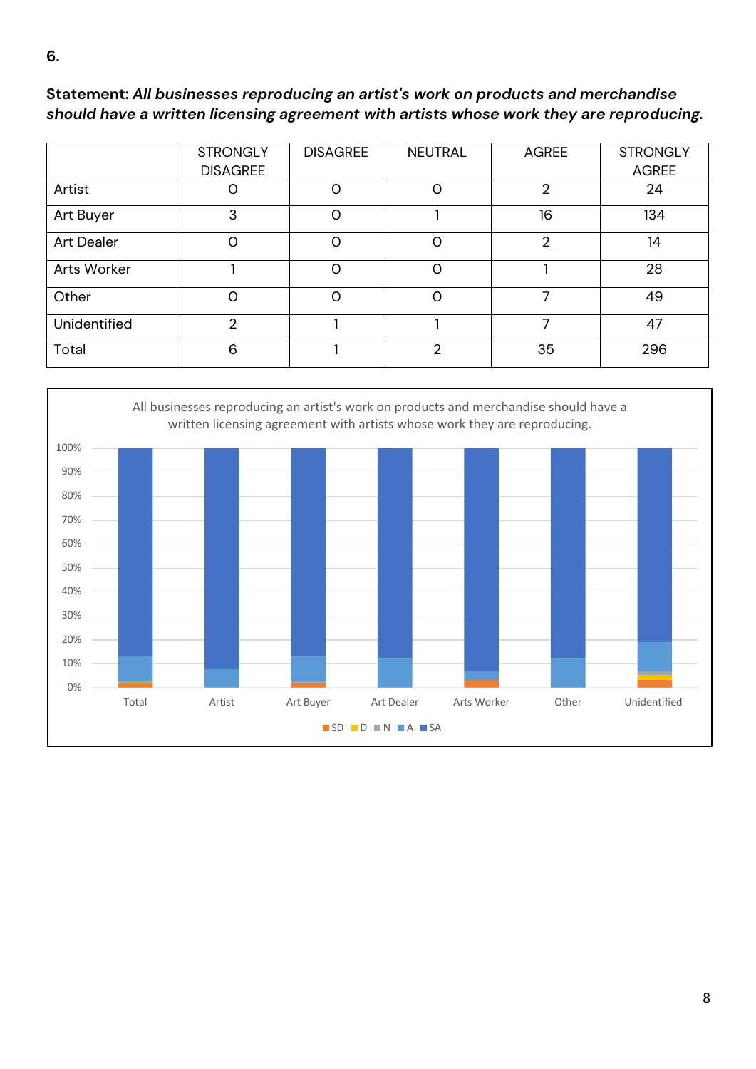6.

**Statement:** ***All businesses reproducing an artist's work on products and merchandise should have a written licensing agreement with artists whose work they are reproducing.***

| | STRONGLY DISAGREE | DISAGREE | NEUTRAL | AGREE | STRONGLY AGREE |
|---|---|---|---|---|---|
| Artist | 0 | 0 | 0 | 2 | 24 |
| Art Buyer | 3 | 0 | 1 | 16 | 134 |
| Art Dealer | 0 | 0 | 0 | 2 | 14 |
| Arts Worker | 1 | 0 | 0 | 1 | 28 |
| Other | 0 | 0 | 0 | 7 | 49 |
| Unidentified | 2 | 1 | 1 | 7 | 47 |
| Total | 6 | 1 | 2 | 35 | 296 |

All businesses reproducing an artist's work on products and merchandise should have a written licensing agreement with artists whose work they are reproducing.

100%
90%
80%
70%
60%
50%
40%
30%
20%
10%
0%

Total Artist Art Buyer Art Dealer Arts Worker Other Unidentified

SD D N A SA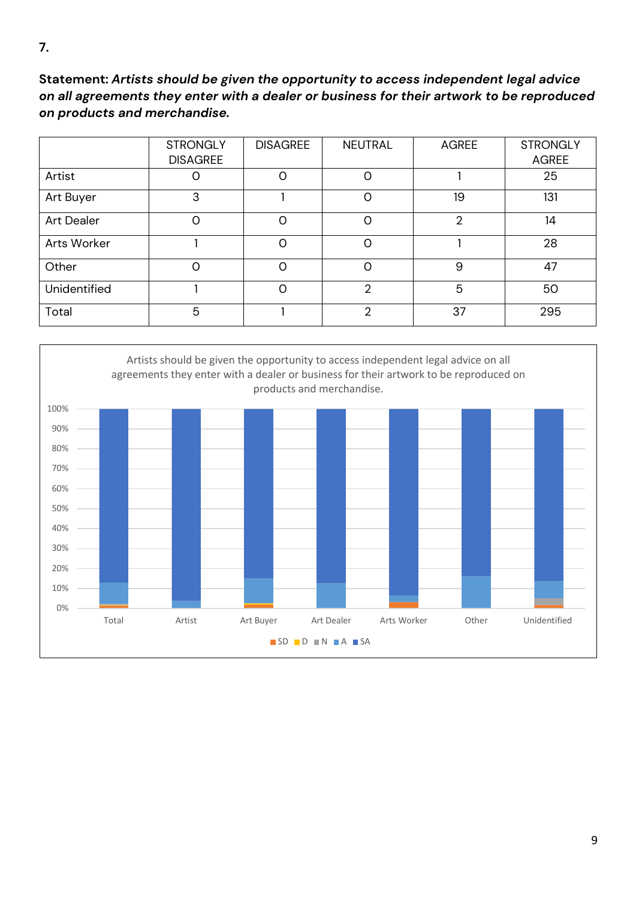**7.**

**Statement:** ***Artists should be given the opportunity to access independent legal advice on all agreements they enter with a dealer or business for their artwork to be reproduced on products and merchandise.***

| | STRONGLY DISAGREE | DISAGREE | NEUTRAL | AGREE | STRONGLY AGREE |
|---|---|---|---|---|---|
| Artist | 0 | 0 | 0 | 1 | 25 |
| Art Buyer | 3 | 1 | 0 | 19 | 131 |
| Art Dealer | 0 | 0 | 0 | 2 | 14 |
| Arts Worker | 1 | 0 | 0 | 1 | 28 |
| Other | 0 | 0 | 0 | 9 | 47 |
| Unidentified | 1 | 0 | 2 | 5 | 50 |
| Total | 5 | 1 | 2 | 37 | 295 |

Artists should be given the opportunity to access independent legal advice on all agreements they enter with a dealer or business for their artwork to be reproduced on products and merchandise.

100%
90%
80%
70%
60%
50%
40%
30%
20%
10%
0%

Total
Artist
Art Buyer
Art Dealer
Arts Worker
Other
Unidentified

SD D N A SA